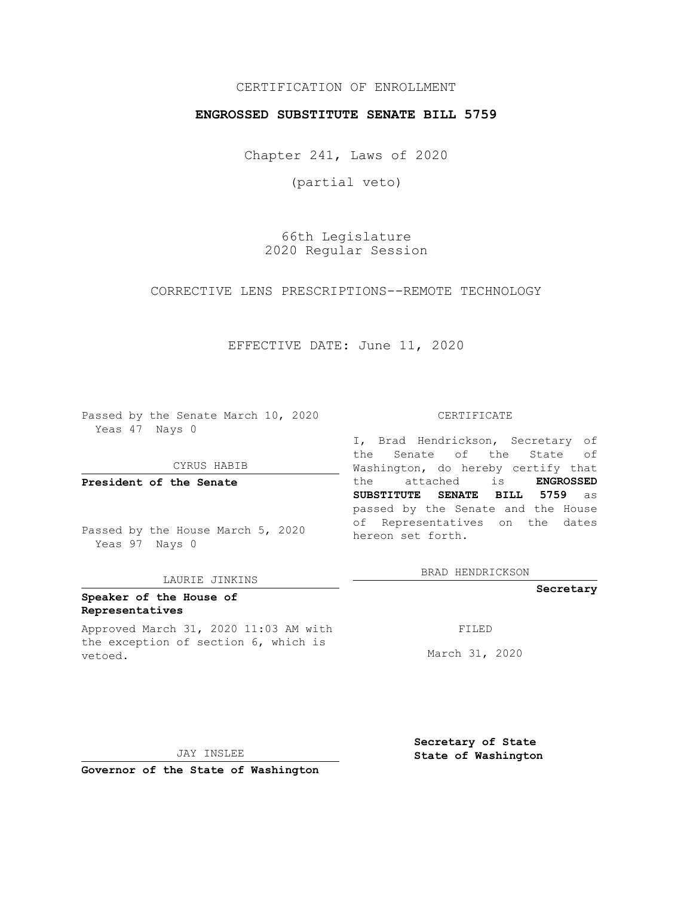CERTIFICATION OF ENROLLMENT

**ENGROSSED SUBSTITUTE SENATE BILL 5759**

Chapter 241, Laws of 2020

(partial veto)

66th Legislature
2020 Regular Session

CORRECTIVE LENS PRESCRIPTIONS--REMOTE TECHNOLOGY

EFFECTIVE DATE: June 11, 2020

Passed by the Senate March 10, 2020
Yeas 47 Nays 0

CYRUS HABIB

**President of the Senate**

Passed by the House March 5, 2020
Yeas 97 Nays 0

LAURIE JINKINS

**Speaker of the House of Representatives**

Approved March 31, 2020 11:03 AM with the exception of section 6, which is vetoed.

JAY INSLEE

**Governor of the State of Washington**

CERTIFICATE

I, Brad Hendrickson, Secretary of the Senate of the State of Washington, do hereby certify that the attached is **ENGROSSED SUBSTITUTE SENATE BILL 5759** as passed by the Senate and the House of Representatives on the dates hereon set forth.

BRAD HENDRICKSON

**Secretary**

FILED

March 31, 2020

**Secretary of State**
**State of Washington**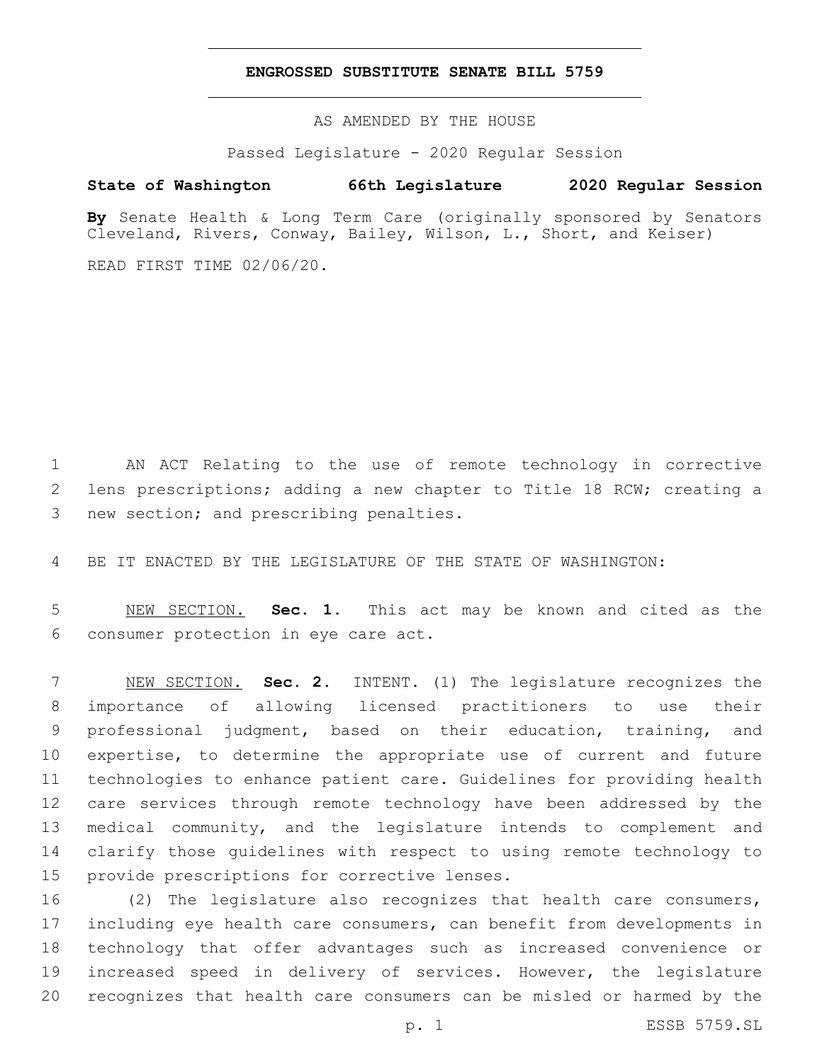# ENGROSSED SUBSTITUTE SENATE BILL 5759

AS AMENDED BY THE HOUSE

Passed Legislature - 2020 Regular Session

**State of Washington 66th Legislature 2020 Regular Session**

**By** Senate Health & Long Term Care (originally sponsored by Senators Cleveland, Rivers, Conway, Bailey, Wilson, L., Short, and Keiser)

READ FIRST TIME 02/06/20.

AN ACT Relating to the use of remote technology in corrective lens prescriptions; adding a new chapter to Title 18 RCW; creating a new section; and prescribing penalties.

BE IT ENACTED BY THE LEGISLATURE OF THE STATE OF WASHINGTON:

NEW SECTION. **Sec. 1.** This act may be known and cited as the consumer protection in eye care act.

NEW SECTION. **Sec. 2.** INTENT. (1) The legislature recognizes the importance of allowing licensed practitioners to use their professional judgment, based on their education, training, and expertise, to determine the appropriate use of current and future technologies to enhance patient care. Guidelines for providing health care services through remote technology have been addressed by the medical community, and the legislature intends to complement and clarify those guidelines with respect to using remote technology to provide prescriptions for corrective lenses.

(2) The legislature also recognizes that health care consumers, including eye health care consumers, can benefit from developments in technology that offer advantages such as increased convenience or increased speed in delivery of services. However, the legislature recognizes that health care consumers can be misled or harmed by the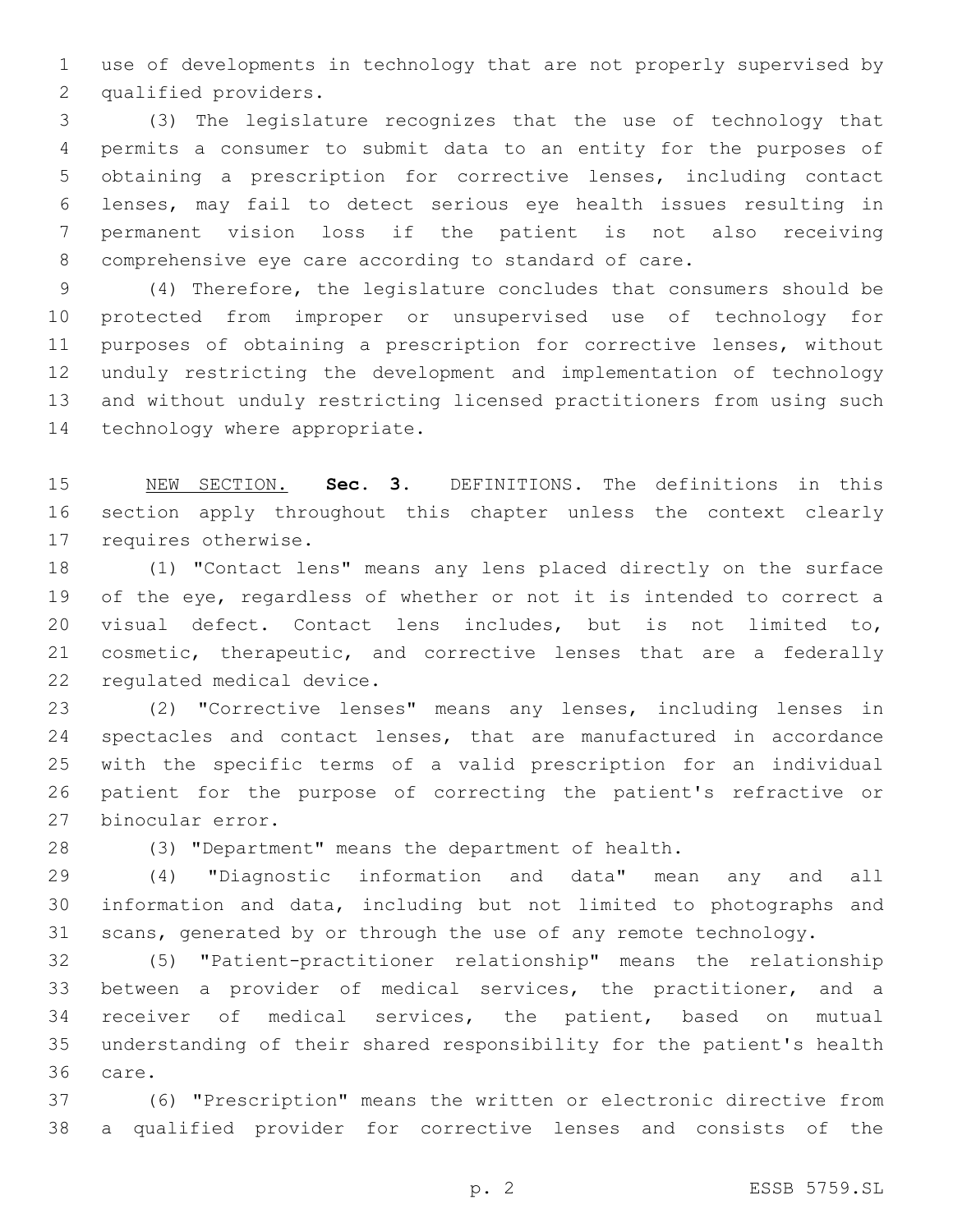use of developments in technology that are not properly supervised by qualified providers.

(3) The legislature recognizes that the use of technology that permits a consumer to submit data to an entity for the purposes of obtaining a prescription for corrective lenses, including contact lenses, may fail to detect serious eye health issues resulting in permanent vision loss if the patient is not also receiving comprehensive eye care according to standard of care.

(4) Therefore, the legislature concludes that consumers should be protected from improper or unsupervised use of technology for purposes of obtaining a prescription for corrective lenses, without unduly restricting the development and implementation of technology and without unduly restricting licensed practitioners from using such technology where appropriate.

NEW SECTION. **Sec. 3.** DEFINITIONS. The definitions in this section apply throughout this chapter unless the context clearly requires otherwise.

(1) "Contact lens" means any lens placed directly on the surface of the eye, regardless of whether or not it is intended to correct a visual defect. Contact lens includes, but is not limited to, cosmetic, therapeutic, and corrective lenses that are a federally regulated medical device.

(2) "Corrective lenses" means any lenses, including lenses in spectacles and contact lenses, that are manufactured in accordance with the specific terms of a valid prescription for an individual patient for the purpose of correcting the patient's refractive or binocular error.

(3) "Department" means the department of health.

(4) "Diagnostic information and data" mean any and all information and data, including but not limited to photographs and scans, generated by or through the use of any remote technology.

(5) "Patient-practitioner relationship" means the relationship between a provider of medical services, the practitioner, and a receiver of medical services, the patient, based on mutual understanding of their shared responsibility for the patient's health care.

(6) "Prescription" means the written or electronic directive from a qualified provider for corrective lenses and consists of the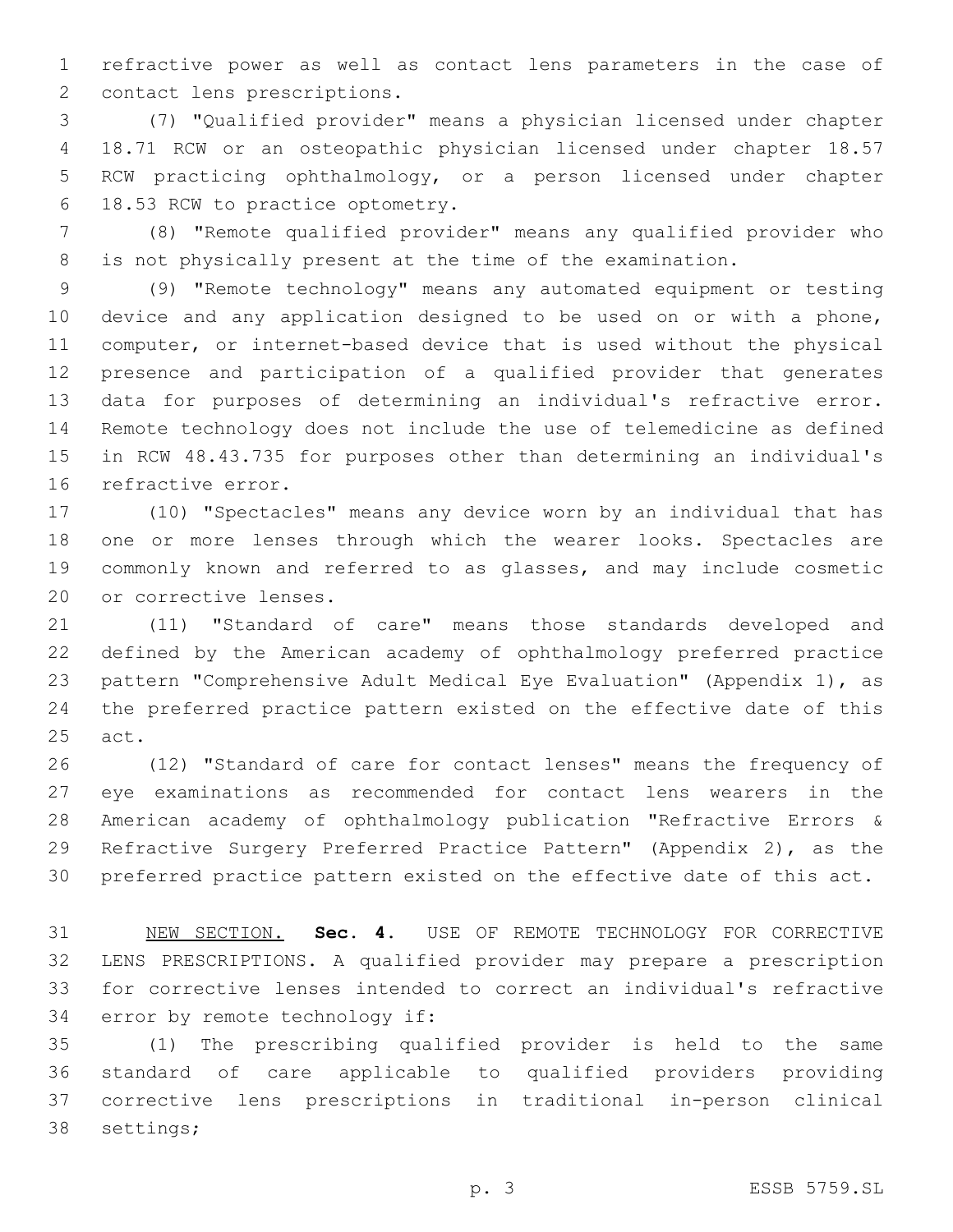refractive power as well as contact lens parameters in the case of contact lens prescriptions.

(7) "Qualified provider" means a physician licensed under chapter 18.71 RCW or an osteopathic physician licensed under chapter 18.57 RCW practicing ophthalmology, or a person licensed under chapter 18.53 RCW to practice optometry.

(8) "Remote qualified provider" means any qualified provider who is not physically present at the time of the examination.

(9) "Remote technology" means any automated equipment or testing device and any application designed to be used on or with a phone, computer, or internet-based device that is used without the physical presence and participation of a qualified provider that generates data for purposes of determining an individual's refractive error. Remote technology does not include the use of telemedicine as defined in RCW 48.43.735 for purposes other than determining an individual's refractive error.

(10) "Spectacles" means any device worn by an individual that has one or more lenses through which the wearer looks. Spectacles are commonly known and referred to as glasses, and may include cosmetic or corrective lenses.

(11) "Standard of care" means those standards developed and defined by the American academy of ophthalmology preferred practice pattern "Comprehensive Adult Medical Eye Evaluation" (Appendix 1), as the preferred practice pattern existed on the effective date of this act.

(12) "Standard of care for contact lenses" means the frequency of eye examinations as recommended for contact lens wearers in the American academy of ophthalmology publication "Refractive Errors & Refractive Surgery Preferred Practice Pattern" (Appendix 2), as the preferred practice pattern existed on the effective date of this act.

NEW SECTION. **Sec. 4.** USE OF REMOTE TECHNOLOGY FOR CORRECTIVE LENS PRESCRIPTIONS. A qualified provider may prepare a prescription for corrective lenses intended to correct an individual's refractive error by remote technology if:

(1) The prescribing qualified provider is held to the same standard of care applicable to qualified providers providing corrective lens prescriptions in traditional in-person clinical settings;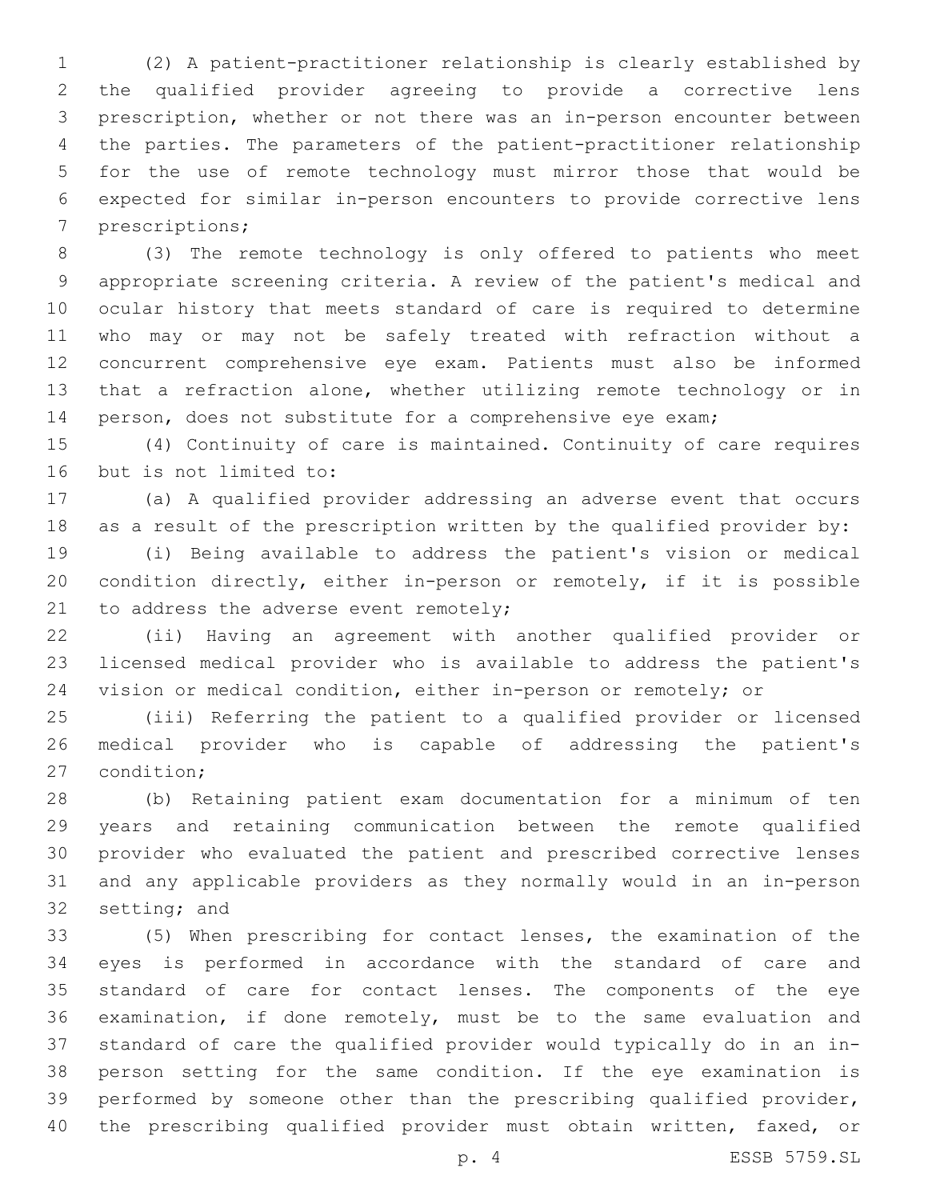(2) A patient-practitioner relationship is clearly established by the qualified provider agreeing to provide a corrective lens prescription, whether or not there was an in-person encounter between the parties. The parameters of the patient-practitioner relationship for the use of remote technology must mirror those that would be expected for similar in-person encounters to provide corrective lens prescriptions;

(3) The remote technology is only offered to patients who meet appropriate screening criteria. A review of the patient's medical and ocular history that meets standard of care is required to determine who may or may not be safely treated with refraction without a concurrent comprehensive eye exam. Patients must also be informed that a refraction alone, whether utilizing remote technology or in person, does not substitute for a comprehensive eye exam;

(4) Continuity of care is maintained. Continuity of care requires but is not limited to:

(a) A qualified provider addressing an adverse event that occurs as a result of the prescription written by the qualified provider by:

(i) Being available to address the patient's vision or medical condition directly, either in-person or remotely, if it is possible to address the adverse event remotely;

(ii) Having an agreement with another qualified provider or licensed medical provider who is available to address the patient's vision or medical condition, either in-person or remotely; or

(iii) Referring the patient to a qualified provider or licensed medical provider who is capable of addressing the patient's condition;

(b) Retaining patient exam documentation for a minimum of ten years and retaining communication between the remote qualified provider who evaluated the patient and prescribed corrective lenses and any applicable providers as they normally would in an in-person setting; and

(5) When prescribing for contact lenses, the examination of the eyes is performed in accordance with the standard of care and standard of care for contact lenses. The components of the eye examination, if done remotely, must be to the same evaluation and standard of care the qualified provider would typically do in an in-person setting for the same condition. If the eye examination is performed by someone other than the prescribing qualified provider, the prescribing qualified provider must obtain written, faxed, or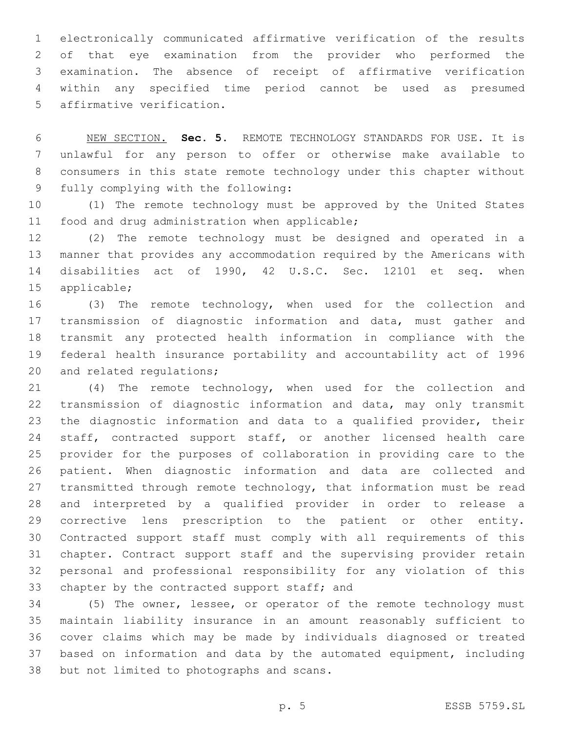electronically communicated affirmative verification of the results of that eye examination from the provider who performed the examination. The absence of receipt of affirmative verification within any specified time period cannot be used as presumed affirmative verification.

NEW SECTION. **Sec. 5.** REMOTE TECHNOLOGY STANDARDS FOR USE. It is unlawful for any person to offer or otherwise make available to consumers in this state remote technology under this chapter without fully complying with the following:

(1) The remote technology must be approved by the United States food and drug administration when applicable;

(2) The remote technology must be designed and operated in a manner that provides any accommodation required by the Americans with disabilities act of 1990, 42 U.S.C. Sec. 12101 et seq. when applicable;

(3) The remote technology, when used for the collection and transmission of diagnostic information and data, must gather and transmit any protected health information in compliance with the federal health insurance portability and accountability act of 1996 and related regulations;

(4) The remote technology, when used for the collection and transmission of diagnostic information and data, may only transmit the diagnostic information and data to a qualified provider, their staff, contracted support staff, or another licensed health care provider for the purposes of collaboration in providing care to the patient. When diagnostic information and data are collected and transmitted through remote technology, that information must be read and interpreted by a qualified provider in order to release a corrective lens prescription to the patient or other entity. Contracted support staff must comply with all requirements of this chapter. Contract support staff and the supervising provider retain personal and professional responsibility for any violation of this chapter by the contracted support staff; and

(5) The owner, lessee, or operator of the remote technology must maintain liability insurance in an amount reasonably sufficient to cover claims which may be made by individuals diagnosed or treated based on information and data by the automated equipment, including but not limited to photographs and scans.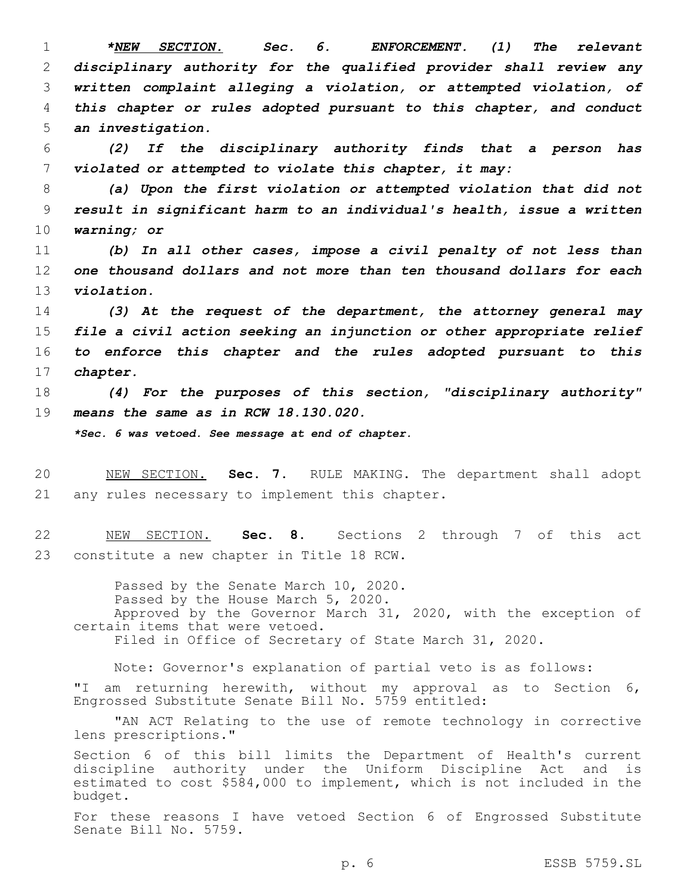****NEW SECTION.* Sec. 6. ENFORCEMENT. (1) The relevant disciplinary authority for the qualified provider shall review any written complaint alleging a violation, or attempted violation, of this chapter or rules adopted pursuant to this chapter, and conduct an investigation.***

***(2) If the disciplinary authority finds that a person has violated or attempted to violate this chapter, it may:***

***(a) Upon the first violation or attempted violation that did not result in significant harm to an individual's health, issue a written warning; or***

***(b) In all other cases, impose a civil penalty of not less than one thousand dollars and not more than ten thousand dollars for each violation.***

***(3) At the request of the department, the attorney general may file a civil action seeking an injunction or other appropriate relief to enforce this chapter and the rules adopted pursuant to this chapter.***

***(4) For the purposes of this section, "disciplinary authority" means the same as in RCW 18.130.020.***

****Sec. 6 was vetoed. See message at end of chapter.***

NEW SECTION. **Sec. 7.** RULE MAKING. The department shall adopt any rules necessary to implement this chapter.

NEW SECTION. **Sec. 8.** Sections 2 through 7 of this act constitute a new chapter in Title 18 RCW.

Passed by the Senate March 10, 2020.
Passed by the House March 5, 2020.
Approved by the Governor March 31, 2020, with the exception of certain items that were vetoed.
Filed in Office of Secretary of State March 31, 2020.

Note: Governor's explanation of partial veto is as follows:

"I am returning herewith, without my approval as to Section 6, Engrossed Substitute Senate Bill No. 5759 entitled:

"AN ACT Relating to the use of remote technology in corrective lens prescriptions."

Section 6 of this bill limits the Department of Health's current discipline authority under the Uniform Discipline Act and is estimated to cost $584,000 to implement, which is not included in the budget.

For these reasons I have vetoed Section 6 of Engrossed Substitute Senate Bill No. 5759.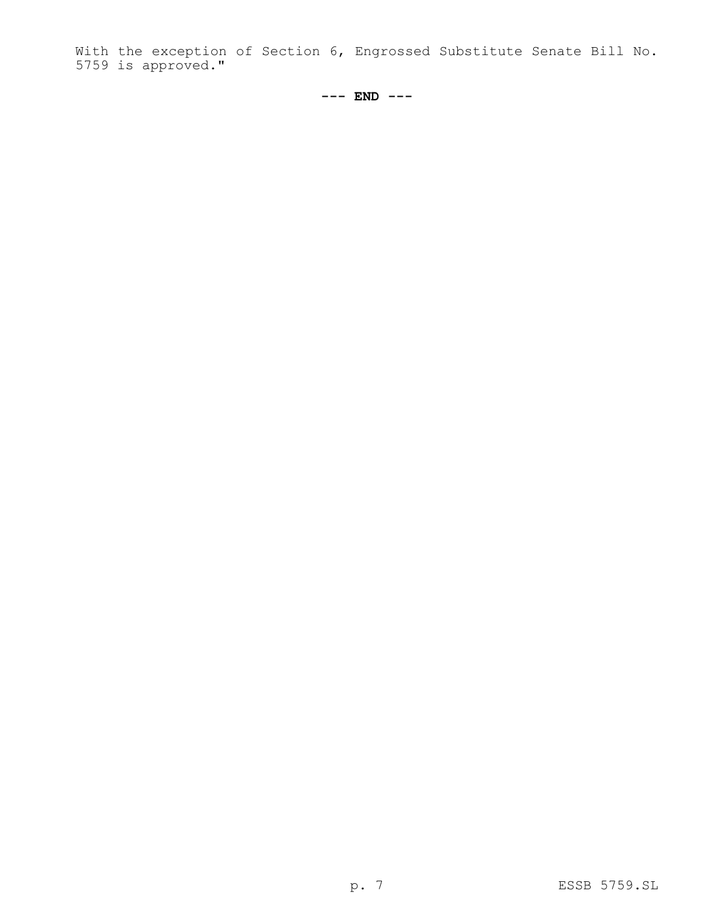With the exception of Section 6, Engrossed Substitute Senate Bill No. 5759 is approved."

**--- END ---**